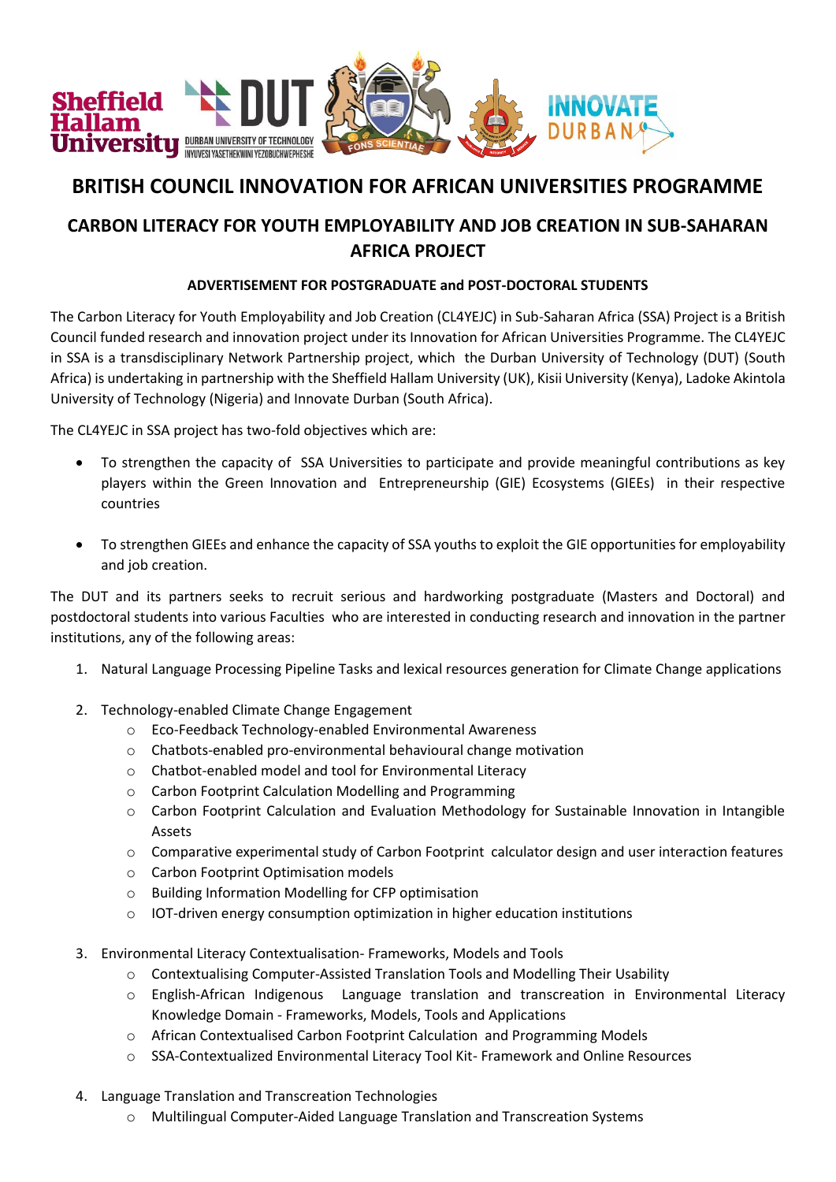# BRITISH COUNCIL INNOVATION FOR AFRICAN UNIVERSITIES PROGRAMME

## CARBON LITERACY FOR YOUTH EMPLOYABILITY AND JOB CREATION IN SUB-SAHARAN AFRICA PROJECT

### ADVERTISEMENT FOR POSTGRADUATE and POST-DOCTORAL STUDENTS

The Carbon Literacy for Youth Employability and Job Creation (CL4YEJC) in Sub-Saharan Africa (SSA) Project is a British Council funded research and innovation project under its Innovation for African Universities Programme. The CL4YEJC in SSA is a transdisciplinary Network Partnership project, which the Durban University of Technology (DUT) (South Africa) is undertaking in partnership with the Sheffield Hallam University (UK), Kisii University (Kenya), Ladoke Akintola University of Technology (Nigeria) and Innovate Durban (South Africa).

The CL4YEJC in SSA project has two-fold objectives which are:

- To strengthen the capacity of SSA Universities to participate and provide meaningful contributions as key players within the Green Innovation and Entrepreneurship (GIE) Ecosystems (GIEEs) in their respective countries
- To strengthen GIEEs and enhance the capacity of SSA youths to exploit the GIE opportunities for employability and job creation.

The DUT and its partners seeks to recruit serious and hardworking postgraduate (Masters and Doctoral) and postdoctoral students into various Faculties who are interested in conducting research and innovation in the partner institutions, any of the following areas:

1. Natural Language Processing Pipeline Tasks and lexical resources generation for Climate Change applications
2. Technology-enabled Climate Change Engagement
   - Eco-Feedback Technology-enabled Environmental Awareness
   - Chatbots-enabled pro-environmental behavioural change motivation
   - Chatbot-enabled model and tool for Environmental Literacy
   - Carbon Footprint Calculation Modelling and Programming
   - Carbon Footprint Calculation and Evaluation Methodology for Sustainable Innovation in Intangible Assets
   - Comparative experimental study of Carbon Footprint calculator design and user interaction features
   - Carbon Footprint Optimisation models
   - Building Information Modelling for CFP optimisation
   - IOT-driven energy consumption optimization in higher education institutions
3. Environmental Literacy Contextualisation- Frameworks, Models and Tools
   - Contextualising Computer-Assisted Translation Tools and Modelling Their Usability
   - English-African Indigenous Language translation and transcreation in Environmental Literacy Knowledge Domain - Frameworks, Models, Tools and Applications
   - African Contextualised Carbon Footprint Calculation and Programming Models
   - SSA-Contextualized Environmental Literacy Tool Kit- Framework and Online Resources
4. Language Translation and Transcreation Technologies
   - Multilingual Computer-Aided Language Translation and Transcreation Systems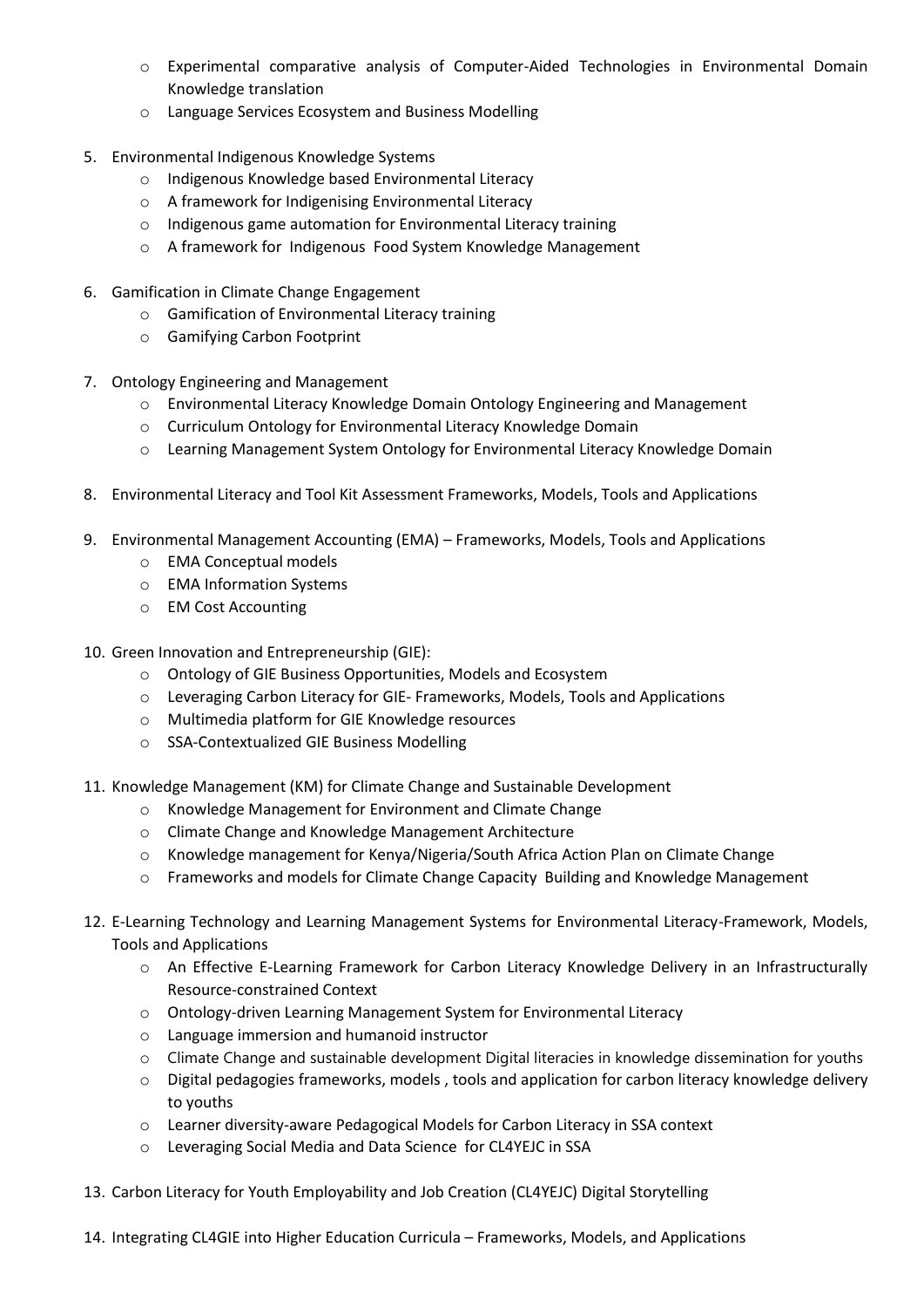- Experimental comparative analysis of Computer-Aided Technologies in Environmental Domain Knowledge translation
   - Language Services Ecosystem and Business Modelling

5. Environmental Indigenous Knowledge Systems
   - Indigenous Knowledge based Environmental Literacy
   - A framework for Indigenising Environmental Literacy
   - Indigenous game automation for Environmental Literacy training
   - A framework for Indigenous Food System Knowledge Management

6. Gamification in Climate Change Engagement
   - Gamification of Environmental Literacy training
   - Gamifying Carbon Footprint

7. Ontology Engineering and Management
   - Environmental Literacy Knowledge Domain Ontology Engineering and Management
   - Curriculum Ontology for Environmental Literacy Knowledge Domain
   - Learning Management System Ontology for Environmental Literacy Knowledge Domain

8. Environmental Literacy and Tool Kit Assessment Frameworks, Models, Tools and Applications

9. Environmental Management Accounting (EMA) – Frameworks, Models, Tools and Applications
   - EMA Conceptual models
   - EMA Information Systems
   - EM Cost Accounting

10. Green Innovation and Entrepreneurship (GIE):
    - Ontology of GIE Business Opportunities, Models and Ecosystem
    - Leveraging Carbon Literacy for GIE- Frameworks, Models, Tools and Applications
    - Multimedia platform for GIE Knowledge resources
    - SSA-Contextualized GIE Business Modelling

11. Knowledge Management (KM) for Climate Change and Sustainable Development
    - Knowledge Management for Environment and Climate Change
    - Climate Change and Knowledge Management Architecture
    - Knowledge management for Kenya/Nigeria/South Africa Action Plan on Climate Change
    - Frameworks and models for Climate Change Capacity Building and Knowledge Management

12. E-Learning Technology and Learning Management Systems for Environmental Literacy-Framework, Models, Tools and Applications
    - An Effective E-Learning Framework for Carbon Literacy Knowledge Delivery in an Infrastructurally Resource-constrained Context
    - Ontology-driven Learning Management System for Environmental Literacy
    - Language immersion and humanoid instructor
    - Climate Change and sustainable development Digital literacies in knowledge dissemination for youths
    - Digital pedagogies frameworks, models , tools and application for carbon literacy knowledge delivery to youths
    - Learner diversity-aware Pedagogical Models for Carbon Literacy in SSA context
    - Leveraging Social Media and Data Science for CL4YEJC in SSA

13. Carbon Literacy for Youth Employability and Job Creation (CL4YEJC) Digital Storytelling

14. Integrating CL4GIE into Higher Education Curricula – Frameworks, Models, and Applications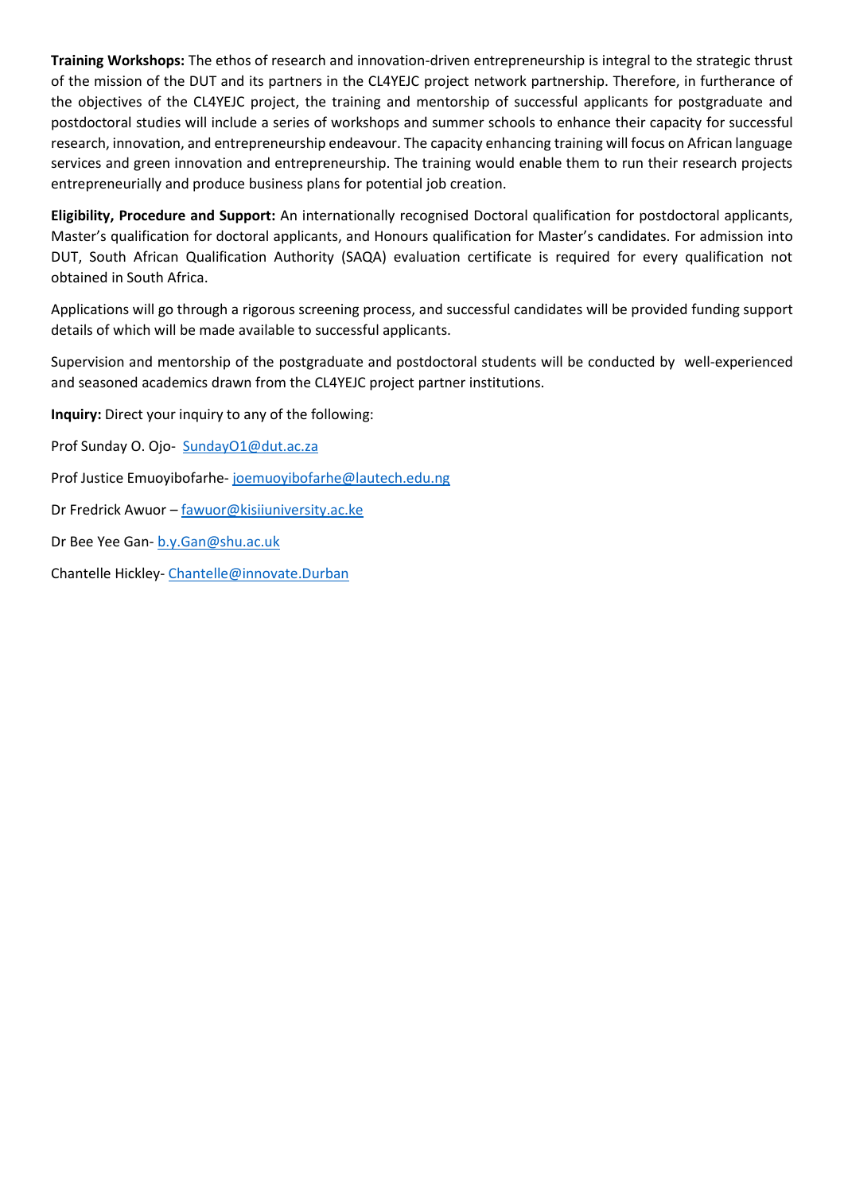**Training Workshops:** The ethos of research and innovation-driven entrepreneurship is integral to the strategic thrust of the mission of the DUT and its partners in the CL4YEJC project network partnership. Therefore, in furtherance of the objectives of the CL4YEJC project, the training and mentorship of successful applicants for postgraduate and postdoctoral studies will include a series of workshops and summer schools to enhance their capacity for successful research, innovation, and entrepreneurship endeavour. The capacity enhancing training will focus on African language services and green innovation and entrepreneurship. The training would enable them to run their research projects entrepreneurially and produce business plans for potential job creation.

**Eligibility, Procedure and Support:** An internationally recognised Doctoral qualification for postdoctoral applicants, Master's qualification for doctoral applicants, and Honours qualification for Master's candidates. For admission into DUT, South African Qualification Authority (SAQA) evaluation certificate is required for every qualification not obtained in South Africa.

Applications will go through a rigorous screening process, and successful candidates will be provided funding support details of which will be made available to successful applicants.

Supervision and mentorship of the postgraduate and postdoctoral students will be conducted by well-experienced and seasoned academics drawn from the CL4YEJC project partner institutions.

**Inquiry:** Direct your inquiry to any of the following:

Prof Sunday O. Ojo- SundayO1@dut.ac.za

Prof Justice Emuoyibofarhe- joemuoyibofarhe@lautech.edu.ng

Dr Fredrick Awuor – fawuor@kisiiuniversity.ac.ke

Dr Bee Yee Gan- b.y.Gan@shu.ac.uk

Chantelle Hickley- Chantelle@innovate.Durban